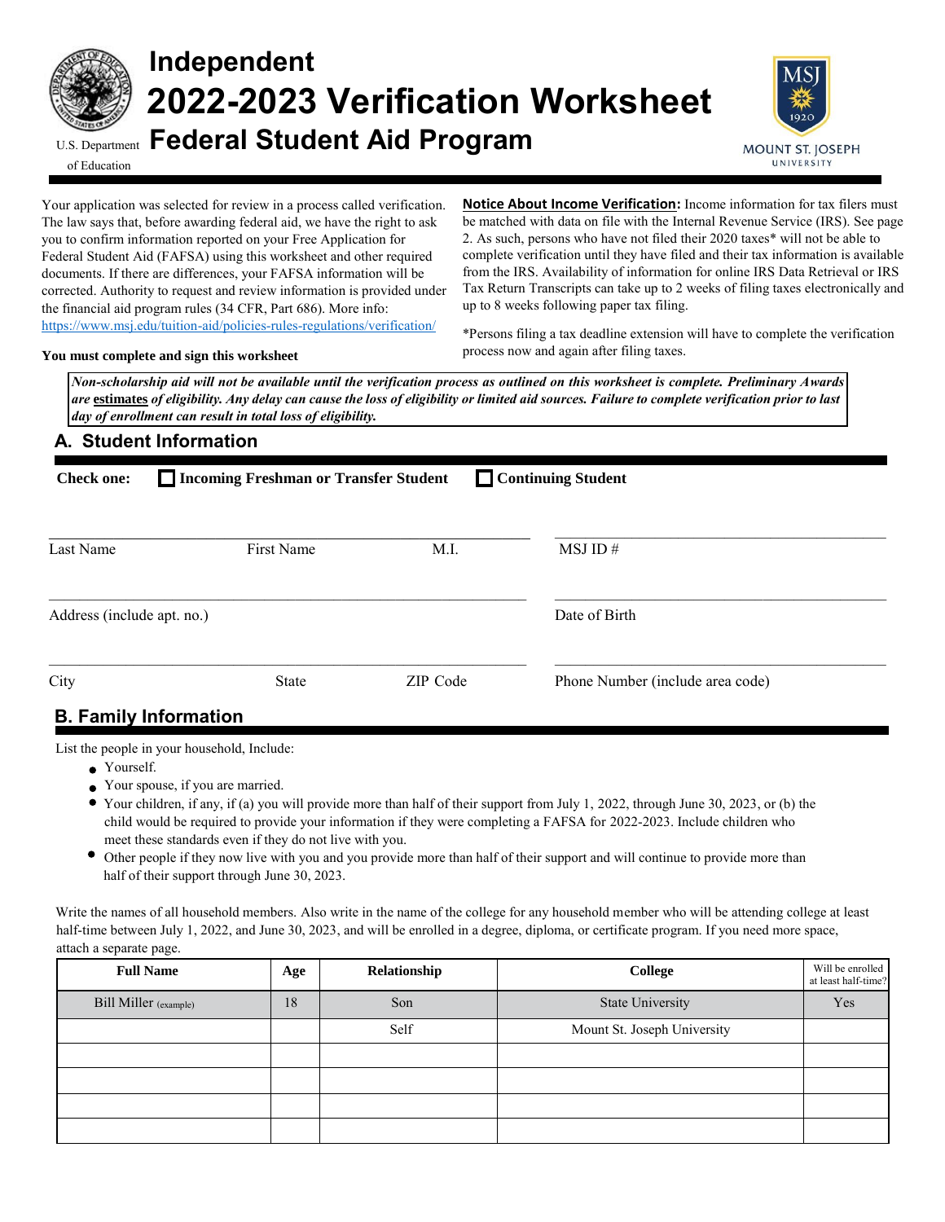# Independent
# 2022-2023 Verification Worksheet
# Federal Student Aid Program

U.S. Department of Education

MOUNT ST. JOSEPH UNIVERSITY

Your application was selected for review in a process called verification. The law says that, before awarding federal aid, we have the right to ask you to confirm information reported on your Free Application for Federal Student Aid (FAFSA) using this worksheet and other required documents. If there are differences, your FAFSA information will be corrected. Authority to request and review information is provided under the financial aid program rules (34 CFR, Part 686). More info: https://www.msj.edu/tuition-aid/policies-rules-regulations/verification/

**You must complete and sign this worksheet**

**Notice About Income Verification:** Income information for tax filers must be matched with data on file with the Internal Revenue Service (IRS). See page 2. As such, persons who have not filed their 2020 taxes* will not be able to complete verification until they have filed and their tax information is available from the IRS. Availability of information for online IRS Data Retrieval or IRS Tax Return Transcripts can take up to 2 weeks of filing taxes electronically and up to 8 weeks following paper tax filing.

*Persons filing a tax deadline extension will have to complete the verification process now and again after filing taxes.

***Non-scholarship aid will not be available until the verification process as outlined on this worksheet is complete. Preliminary Awards are estimates of eligibility. Any delay can cause the loss of eligibility or limited aid sources. Failure to complete verification prior to last day of enrollment can result in total loss of eligibility.***

## A. Student Information

**Check one:** ☐ **Incoming Freshman or Transfer Student** ☐ **Continuing Student**

Last Name ____ First Name ____ M.I. ____ MSJ ID # ____

Address (include apt. no.) ____ Date of Birth ____

City ____ State ____ ZIP Code ____ Phone Number (include area code) ____

## B. Family Information

List the people in your household, Include:

- Yourself.
- Your spouse, if you are married.
- Your children, if any, if (a) you will provide more than half of their support from July 1, 2022, through June 30, 2023, or (b) the child would be required to provide your information if they were completing a FAFSA for 2022-2023. Include children who meet these standards even if they do not live with you.
- Other people if they now live with you and you provide more than half of their support and will continue to provide more than half of their support through June 30, 2023.

Write the names of all household members. Also write in the name of the college for any household member who will be attending college at least half-time between July 1, 2022, and June 30, 2023, and will be enrolled in a degree, diploma, or certificate program. If you need more space, attach a separate page.

| Full Name | Age | Relationship | College | Will be enrolled at least half-time? |
|---|---|---|---|---|
| Bill Miller (example) | 18 | Son | State University | Yes |
| | | Self | Mount St. Joseph University | |
| | | | | |
| | | | | |
| | | | | |
| | | | | |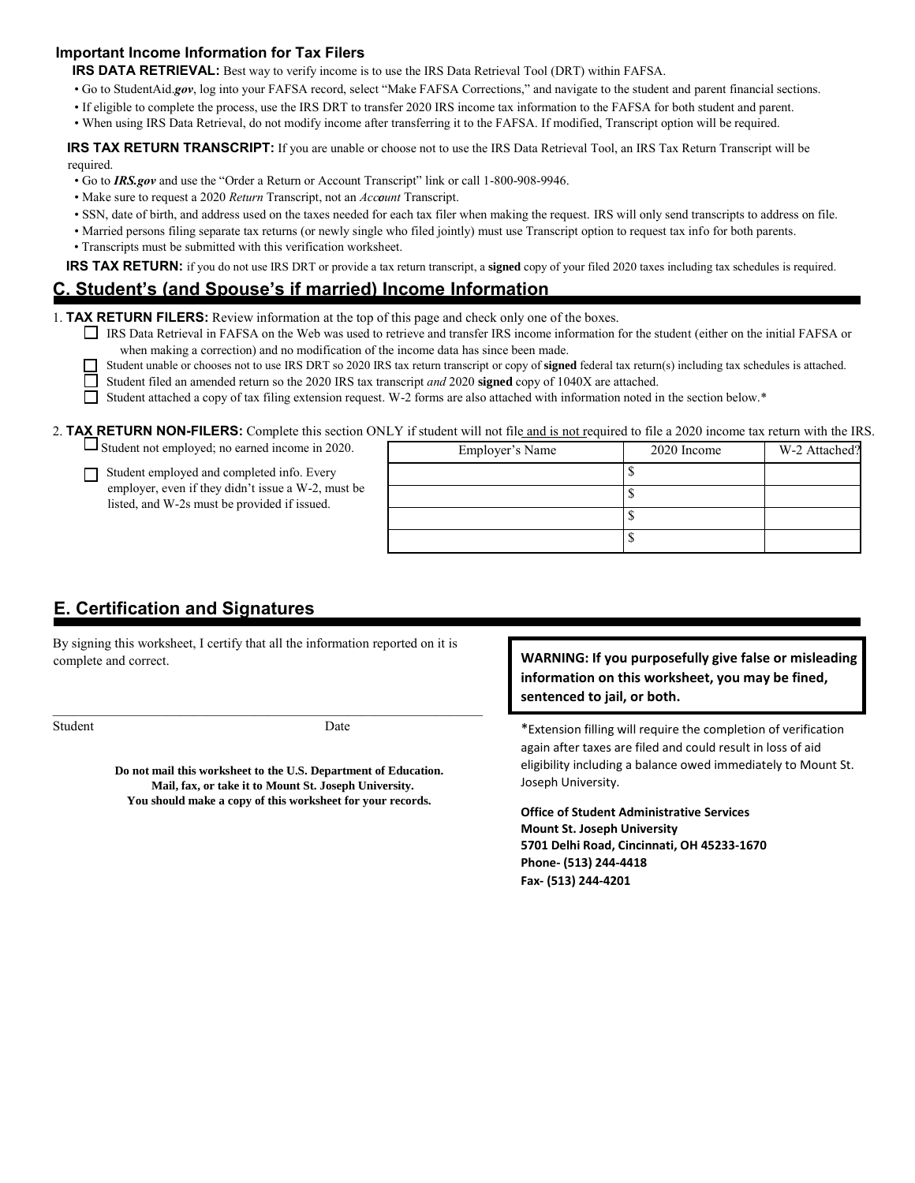### Important Income Information for Tax Filers

**IRS DATA RETRIEVAL:** Best way to verify income is to use the IRS Data Retrieval Tool (DRT) within FAFSA.

- Go to StudentAid.***gov***, log into your FAFSA record, select "Make FAFSA Corrections," and navigate to the student and parent financial sections.
- If eligible to complete the process, use the IRS DRT to transfer 2020 IRS income tax information to the FAFSA for both student and parent.
- When using IRS Data Retrieval, do not modify income after transferring it to the FAFSA. If modified, Transcript option will be required.

**IRS TAX RETURN TRANSCRIPT:** If you are unable or choose not to use the IRS Data Retrieval Tool, an IRS Tax Return Transcript will be required.

- Go to ***IRS.gov*** and use the "Order a Return or Account Transcript" link or call 1-800-908-9946.
- Make sure to request a 2020 *Return* Transcript, not an *Account* Transcript.
- SSN, date of birth, and address used on the taxes needed for each tax filer when making the request. IRS will only send transcripts to address on file.
- Married persons filing separate tax returns (or newly single who filed jointly) must use Transcript option to request tax info for both parents.
- Transcripts must be submitted with this verification worksheet.

**IRS TAX RETURN:** if you do not use IRS DRT or provide a tax return transcript, a **signed** copy of your filed 2020 taxes including tax schedules is required.

## C. Student's (and Spouse's if married) Income Information

1. **TAX RETURN FILERS:** Review information at the top of this page and check only one of the boxes.
   - ☐ IRS Data Retrieval in FAFSA on the Web was used to retrieve and transfer IRS income information for the student (either on the initial FAFSA or when making a correction) and no modification of the income data has since been made.
   - ☐ Student unable or chooses not to use IRS DRT so 2020 IRS tax return transcript or copy of **signed** federal tax return(s) including tax schedules is attached.
   - ☐ Student filed an amended return so the 2020 IRS tax transcript *and* 2020 **signed** copy of 1040X are attached.
   - ☐ Student attached a copy of tax filing extension request. W-2 forms are also attached with information noted in the section below.*

2. **TAX RETURN NON-FILERS:** Complete this section ONLY if student will not file and is not required to file a 2020 income tax return with the IRS.
   - ☐ Student not employed; no earned income in 2020.
   - ☐ Student employed and completed info. Every employer, even if they didn't issue a W-2, must be listed, and W-2s must be provided if issued.

| Employer's Name | 2020 Income | W-2 Attached? |
|---|---|---|
| | $ | |
| | $ | |
| | $ | |
| | $ | |

## E. Certification and Signatures

By signing this worksheet, I certify that all the information reported on it is complete and correct.

\_\_\_\_\_\_\_\_\_\_\_\_\_\_\_\_\_\_\_\_\_\_\_\_\_\_\_\_\_\_\_\_\_\_\_\_\_\_\_\_\_\_\_\_\_\_\_\_\_\_\_\_\_\_\_\_\_\_\_\_

Student Date

**Do not mail this worksheet to the U.S. Department of Education. Mail, fax, or take it to Mount St. Joseph University. You should make a copy of this worksheet for your records.**

**WARNING: If you purposefully give false or misleading information on this worksheet, you may be fined, sentenced to jail, or both.**

*Extension filling will require the completion of verification again after taxes are filed and could result in loss of aid eligibility including a balance owed immediately to Mount St. Joseph University.

**Office of Student Administrative Services**
**Mount St. Joseph University**
**5701 Delhi Road, Cincinnati, OH 45233-1670**
**Phone- (513) 244-4418**
**Fax- (513) 244-4201**